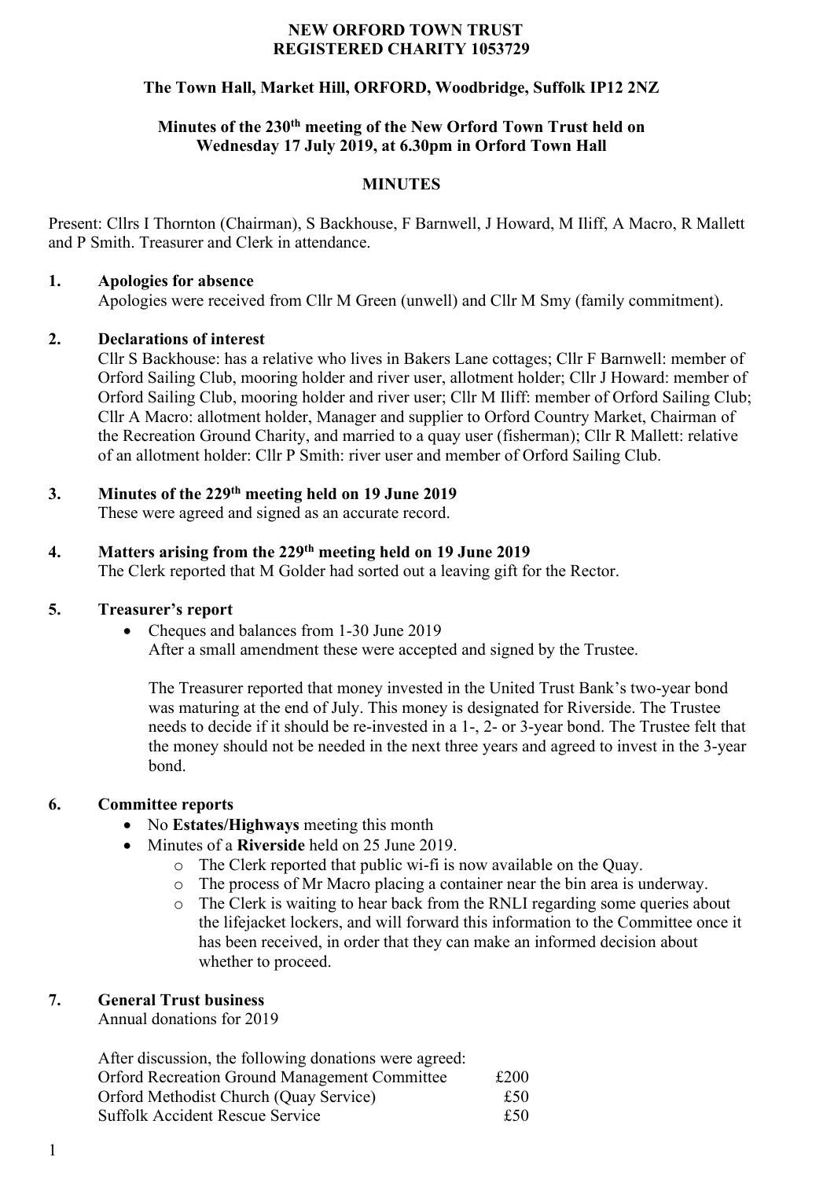**NEW ORFORD TOWN TRUST**
**REGISTERED CHARITY 1053729**

**The Town Hall, Market Hill, ORFORD, Woodbridge, Suffolk IP12 2NZ**

**Minutes of the 230th meeting of the New Orford Town Trust held on Wednesday 17 July 2019, at 6.30pm in Orford Town Hall**

**MINUTES**

Present: Cllrs I Thornton (Chairman), S Backhouse, F Barnwell, J Howard, M Iliff, A Macro, R Mallett and P Smith. Treasurer and Clerk in attendance.

**1. Apologies for absence**

Apologies were received from Cllr M Green (unwell) and Cllr M Smy (family commitment).

**2. Declarations of interest**

Cllr S Backhouse: has a relative who lives in Bakers Lane cottages; Cllr F Barnwell: member of Orford Sailing Club, mooring holder and river user, allotment holder; Cllr J Howard: member of Orford Sailing Club, mooring holder and river user; Cllr M Iliff: member of Orford Sailing Club; Cllr A Macro: allotment holder, Manager and supplier to Orford Country Market, Chairman of the Recreation Ground Charity, and married to a quay user (fisherman); Cllr R Mallett: relative of an allotment holder: Cllr P Smith: river user and member of Orford Sailing Club.

**3. Minutes of the 229th meeting held on 19 June 2019**

These were agreed and signed as an accurate record.

**4. Matters arising from the 229th meeting held on 19 June 2019**

The Clerk reported that M Golder had sorted out a leaving gift for the Rector.

**5. Treasurer's report**

- Cheques and balances from 1-30 June 2019
  After a small amendment these were accepted and signed by the Trustee.

  The Treasurer reported that money invested in the United Trust Bank's two-year bond was maturing at the end of July. This money is designated for Riverside. The Trustee needs to decide if it should be re-invested in a 1-, 2- or 3-year bond. The Trustee felt that the money should not be needed in the next three years and agreed to invest in the 3-year bond.

**6. Committee reports**

- No **Estates/Highways** meeting this month
- Minutes of a **Riverside** held on 25 June 2019.
  - The Clerk reported that public wi-fi is now available on the Quay.
  - The process of Mr Macro placing a container near the bin area is underway.
  - The Clerk is waiting to hear back from the RNLI regarding some queries about the lifejacket lockers, and will forward this information to the Committee once it has been received, in order that they can make an informed decision about whether to proceed.

**7. General Trust business**

Annual donations for 2019

After discussion, the following donations were agreed:

| | |
|---|---|
| Orford Recreation Ground Management Committee | £200 |
| Orford Methodist Church (Quay Service) | £50 |
| Suffolk Accident Rescue Service | £50 |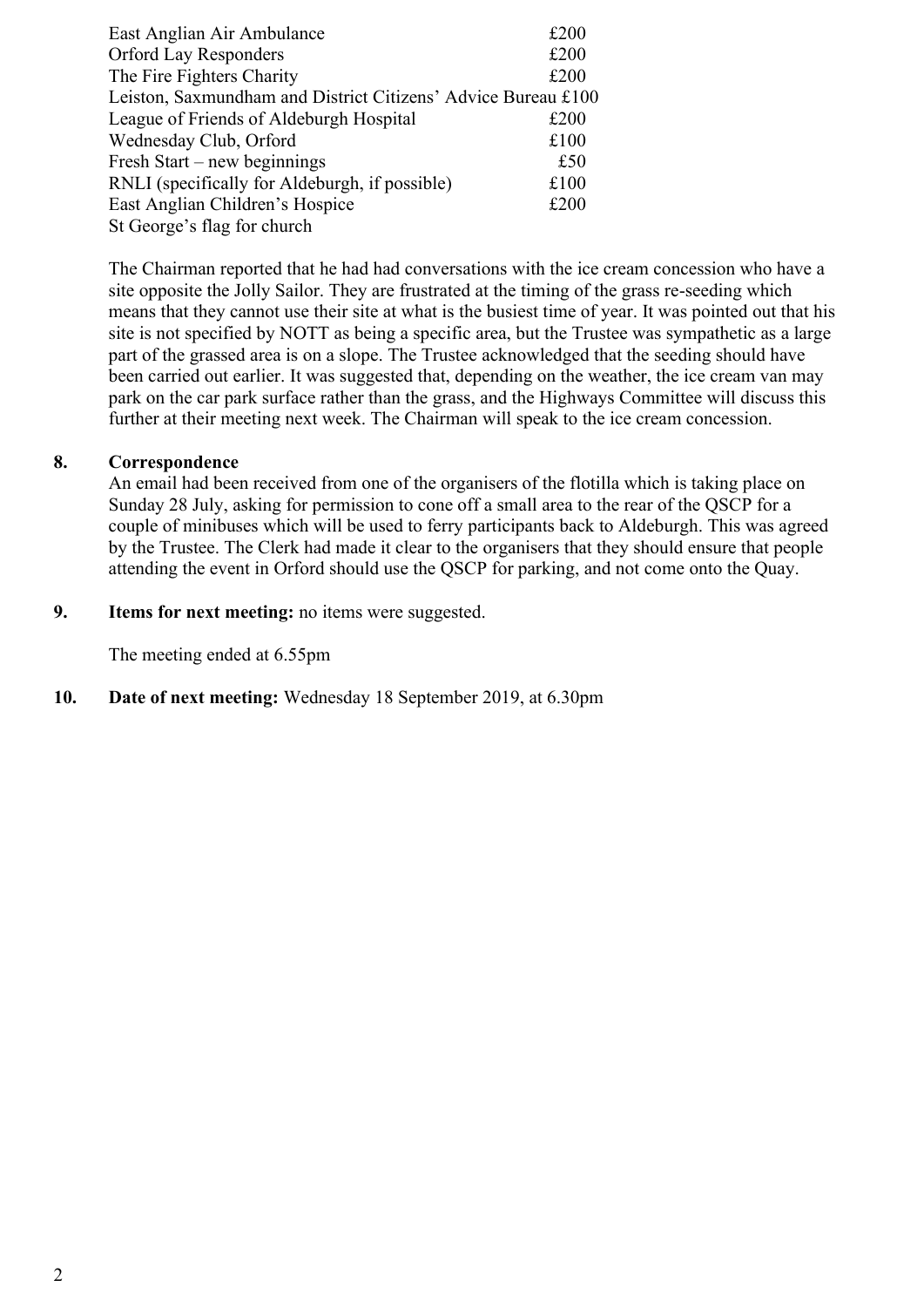| | |
|---|---|
| East Anglian Air Ambulance | £200 |
| Orford Lay Responders | £200 |
| The Fire Fighters Charity | £200 |
| Leiston, Saxmundham and District Citizens' Advice Bureau | £100 |
| League of Friends of Aldeburgh Hospital | £200 |
| Wednesday Club, Orford | £100 |
| Fresh Start – new beginnings | £50 |
| RNLI (specifically for Aldeburgh, if possible) | £100 |
| East Anglian Children's Hospice | £200 |
| St George's flag for church | |

The Chairman reported that he had had conversations with the ice cream concession who have a site opposite the Jolly Sailor. They are frustrated at the timing of the grass re-seeding which means that they cannot use their site at what is the busiest time of year. It was pointed out that his site is not specified by NOTT as being a specific area, but the Trustee was sympathetic as a large part of the grassed area is on a slope. The Trustee acknowledged that the seeding should have been carried out earlier. It was suggested that, depending on the weather, the ice cream van may park on the car park surface rather than the grass, and the Highways Committee will discuss this further at their meeting next week. The Chairman will speak to the ice cream concession.

**8. Correspondence**

An email had been received from one of the organisers of the flotilla which is taking place on Sunday 28 July, asking for permission to cone off a small area to the rear of the QSCP for a couple of minibuses which will be used to ferry participants back to Aldeburgh. This was agreed by the Trustee. The Clerk had made it clear to the organisers that they should ensure that people attending the event in Orford should use the QSCP for parking, and not come onto the Quay.

**9. Items for next meeting:** no items were suggested.

The meeting ended at 6.55pm

**10. Date of next meeting:** Wednesday 18 September 2019, at 6.30pm